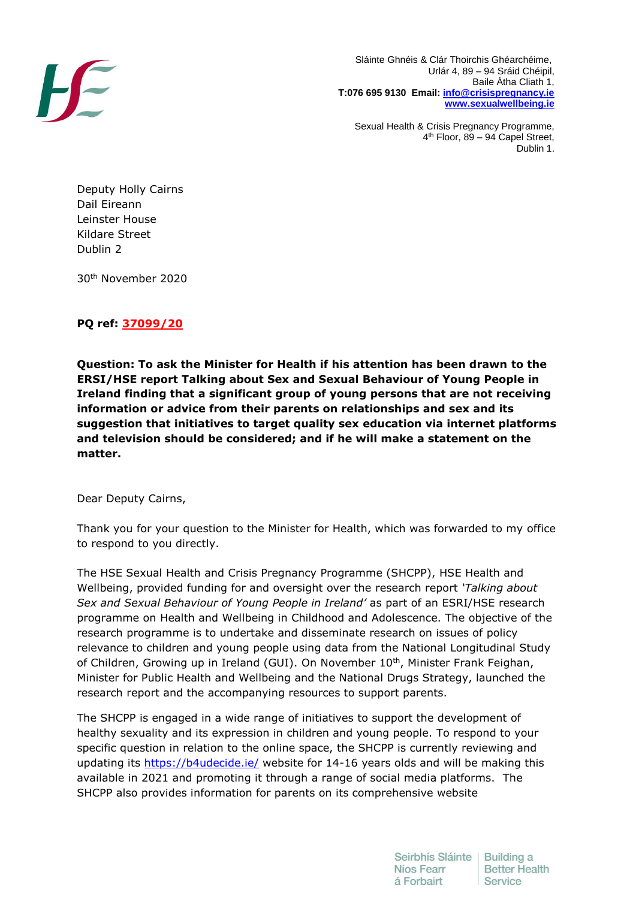Sláinte Ghnéis & Clár Thoirchis Ghéarchéime,
Urlár 4, 89 – 94 Sráid Chéipil,
Baile Átha Cliath 1,
**T:076 695 9130 Email: [info@crisispregnancy.ie](mailto:info@crisispregnancy.ie)**
**[www.sexualwellbeing.ie](http://www.sexualwellbeing.ie)**

Sexual Health & Crisis Pregnancy Programme,
4th Floor, 89 – 94 Capel Street,
Dublin 1.

Deputy Holly Cairns
Dail Eireann
Leinster House
Kildare Street
Dublin 2

30th November 2020

**PQ ref: 37099/20**

**Question: To ask the Minister for Health if his attention has been drawn to the ERSI/HSE report Talking about Sex and Sexual Behaviour of Young People in Ireland finding that a significant group of young persons that are not receiving information or advice from their parents on relationships and sex and its suggestion that initiatives to target quality sex education via internet platforms and television should be considered; and if he will make a statement on the matter.**

Dear Deputy Cairns,

Thank you for your question to the Minister for Health, which was forwarded to my office to respond to you directly.

The HSE Sexual Health and Crisis Pregnancy Programme (SHCPP), HSE Health and Wellbeing, provided funding for and oversight over the research report *'Talking about Sex and Sexual Behaviour of Young People in Ireland'* as part of an ESRI/HSE research programme on Health and Wellbeing in Childhood and Adolescence. The objective of the research programme is to undertake and disseminate research on issues of policy relevance to children and young people using data from the National Longitudinal Study of Children, Growing up in Ireland (GUI). On November 10th, Minister Frank Feighan, Minister for Public Health and Wellbeing and the National Drugs Strategy, launched the research report and the accompanying resources to support parents.

The SHCPP is engaged in a wide range of initiatives to support the development of healthy sexuality and its expression in children and young people. To respond to your specific question in relation to the online space, the SHCPP is currently reviewing and updating its [https://b4udecide.ie/](https://b4udecide.ie/) website for 14-16 years olds and will be making this available in 2021 and promoting it through a range of social media platforms. The SHCPP also provides information for parents on its comprehensive website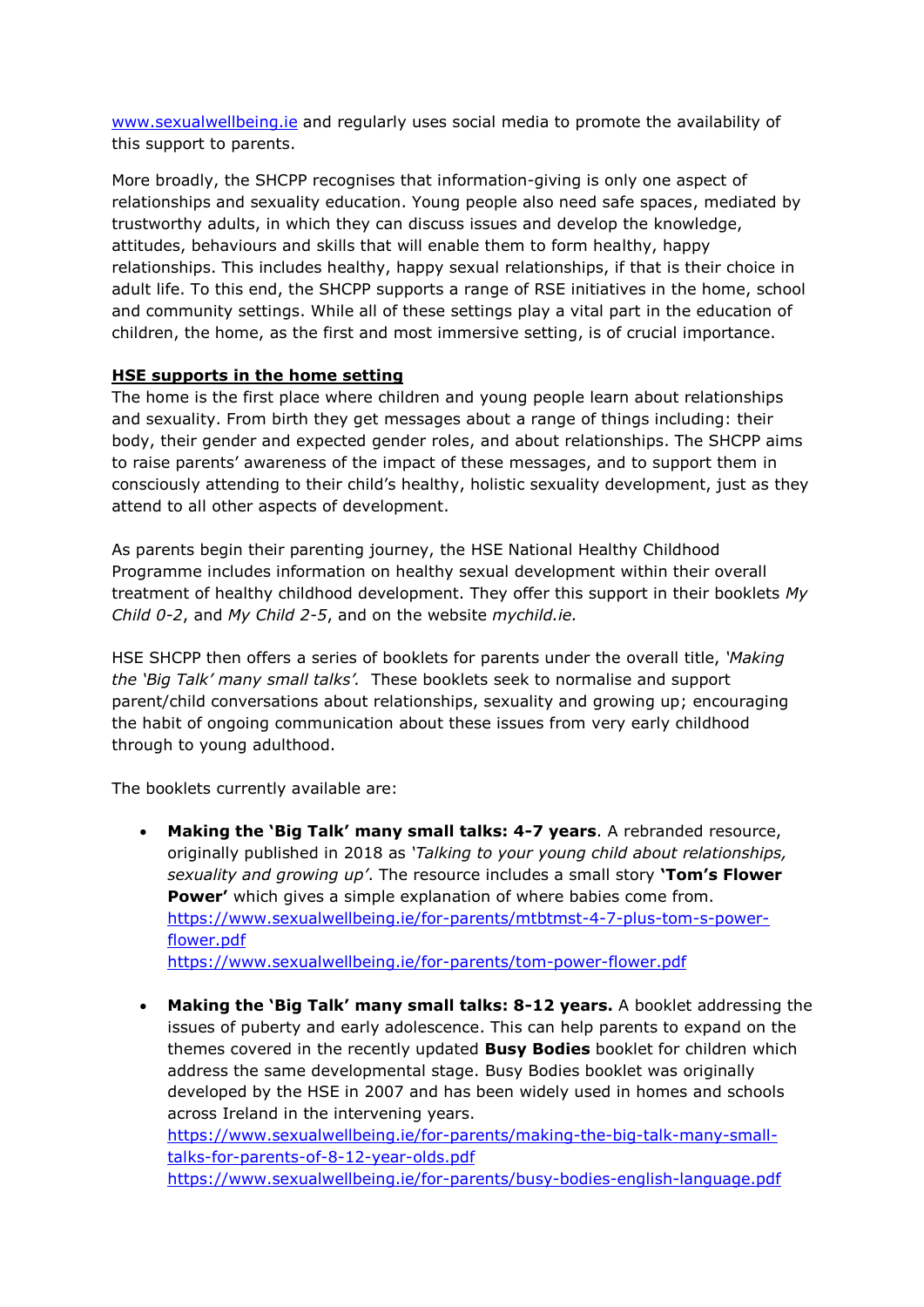www.sexualwellbeing.ie and regularly uses social media to promote the availability of this support to parents.

More broadly, the SHCPP recognises that information-giving is only one aspect of relationships and sexuality education. Young people also need safe spaces, mediated by trustworthy adults, in which they can discuss issues and develop the knowledge, attitudes, behaviours and skills that will enable them to form healthy, happy relationships. This includes healthy, happy sexual relationships, if that is their choice in adult life. To this end, the SHCPP supports a range of RSE initiatives in the home, school and community settings. While all of these settings play a vital part in the education of children, the home, as the first and most immersive setting, is of crucial importance.

## HSE supports in the home setting

The home is the first place where children and young people learn about relationships and sexuality. From birth they get messages about a range of things including: their body, their gender and expected gender roles, and about relationships. The SHCPP aims to raise parents' awareness of the impact of these messages, and to support them in consciously attending to their child's healthy, holistic sexuality development, just as they attend to all other aspects of development.

As parents begin their parenting journey, the HSE National Healthy Childhood Programme includes information on healthy sexual development within their overall treatment of healthy childhood development. They offer this support in their booklets *My Child 0-2*, and *My Child 2-5*, and on the website *mychild.ie.*

HSE SHCPP then offers a series of booklets for parents under the overall title, *'Making the 'Big Talk' many small talks'.* These booklets seek to normalise and support parent/child conversations about relationships, sexuality and growing up; encouraging the habit of ongoing communication about these issues from very early childhood through to young adulthood.

The booklets currently available are:

- **Making the 'Big Talk' many small talks: 4-7 years**. A rebranded resource, originally published in 2018 as *'Talking to your young child about relationships, sexuality and growing up'*. The resource includes a small story **'Tom's Flower Power'** which gives a simple explanation of where babies come from.
  https://www.sexualwellbeing.ie/for-parents/mtbtmst-4-7-plus-tom-s-power-flower.pdf
  https://www.sexualwellbeing.ie/for-parents/tom-power-flower.pdf

- **Making the 'Big Talk' many small talks: 8-12 years.** A booklet addressing the issues of puberty and early adolescence. This can help parents to expand on the themes covered in the recently updated **Busy Bodies** booklet for children which address the same developmental stage. Busy Bodies booklet was originally developed by the HSE in 2007 and has been widely used in homes and schools across Ireland in the intervening years.
  https://www.sexualwellbeing.ie/for-parents/making-the-big-talk-many-small-talks-for-parents-of-8-12-year-olds.pdf
  https://www.sexualwellbeing.ie/for-parents/busy-bodies-english-language.pdf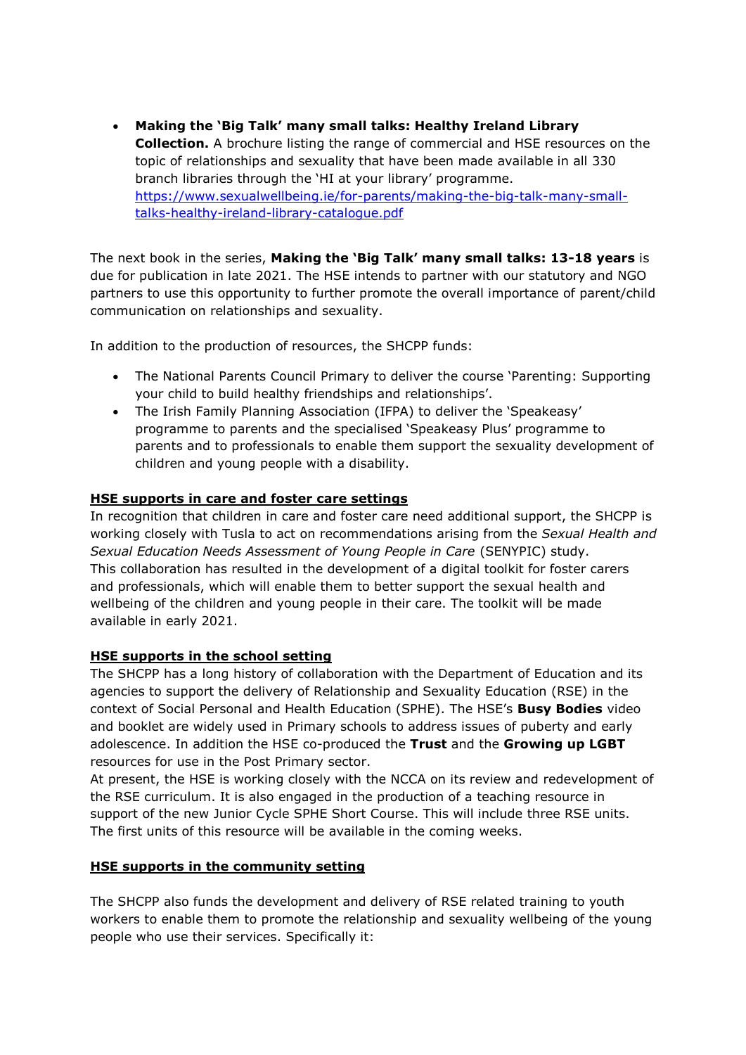- **Making the 'Big Talk' many small talks: Healthy Ireland Library Collection.** A brochure listing the range of commercial and HSE resources on the topic of relationships and sexuality that have been made available in all 330 branch libraries through the 'HI at your library' programme. https://www.sexualwellbeing.ie/for-parents/making-the-big-talk-many-small-talks-healthy-ireland-library-catalogue.pdf

The next book in the series, **Making the 'Big Talk' many small talks: 13-18 years** is due for publication in late 2021. The HSE intends to partner with our statutory and NGO partners to use this opportunity to further promote the overall importance of parent/child communication on relationships and sexuality.

In addition to the production of resources, the SHCPP funds:

- The National Parents Council Primary to deliver the course 'Parenting: Supporting your child to build healthy friendships and relationships'.
- The Irish Family Planning Association (IFPA) to deliver the 'Speakeasy' programme to parents and the specialised 'Speakeasy Plus' programme to parents and to professionals to enable them support the sexuality development of children and young people with a disability.

**HSE supports in care and foster care settings**

In recognition that children in care and foster care need additional support, the SHCPP is working closely with Tusla to act on recommendations arising from the *Sexual Health and Sexual Education Needs Assessment of Young People in Care* (SENYPIC) study.
This collaboration has resulted in the development of a digital toolkit for foster carers and professionals, which will enable them to better support the sexual health and wellbeing of the children and young people in their care. The toolkit will be made available in early 2021.

**HSE supports in the school setting**

The SHCPP has a long history of collaboration with the Department of Education and its agencies to support the delivery of Relationship and Sexuality Education (RSE) in the context of Social Personal and Health Education (SPHE). The HSE's **Busy Bodies** video and booklet are widely used in Primary schools to address issues of puberty and early adolescence. In addition the HSE co-produced the **Trust** and the **Growing up LGBT** resources for use in the Post Primary sector.
At present, the HSE is working closely with the NCCA on its review and redevelopment of the RSE curriculum. It is also engaged in the production of a teaching resource in support of the new Junior Cycle SPHE Short Course. This will include three RSE units. The first units of this resource will be available in the coming weeks.

**HSE supports in the community setting**

The SHCPP also funds the development and delivery of RSE related training to youth workers to enable them to promote the relationship and sexuality wellbeing of the young people who use their services. Specifically it: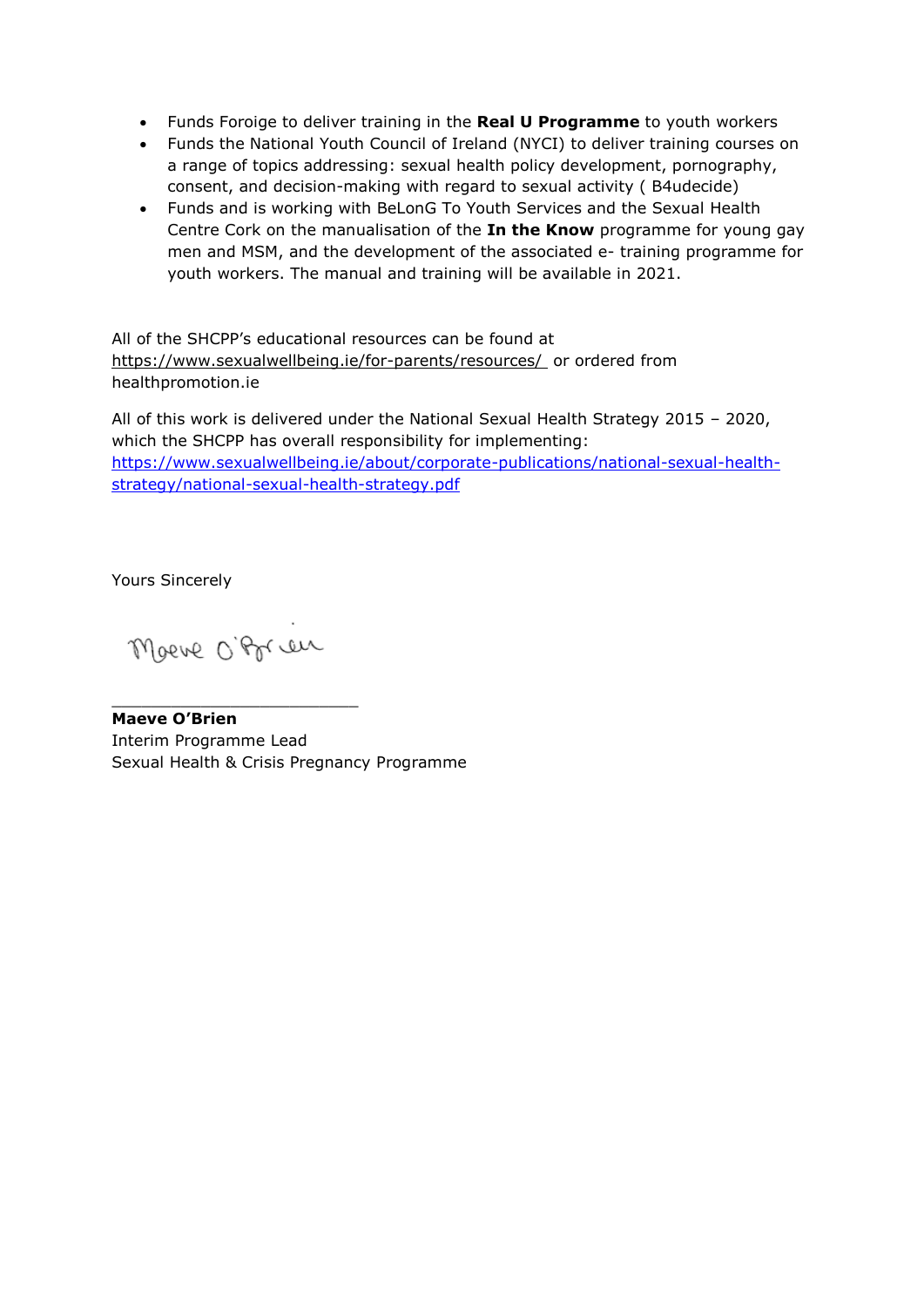- Funds Foroige to deliver training in the **Real U Programme** to youth workers
- Funds the National Youth Council of Ireland (NYCI) to deliver training courses on a range of topics addressing: sexual health policy development, pornography, consent, and decision-making with regard to sexual activity ( B4udecide)
- Funds and is working with BeLonG To Youth Services and the Sexual Health Centre Cork on the manualisation of the **In the Know** programme for young gay men and MSM, and the development of the associated e- training programme for youth workers. The manual and training will be available in 2021.

All of the SHCPP's educational resources can be found at https://www.sexualwellbeing.ie/for-parents/resources/ or ordered from healthpromotion.ie

All of this work is delivered under the National Sexual Health Strategy 2015 – 2020, which the SHCPP has overall responsibility for implementing: https://www.sexualwellbeing.ie/about/corporate-publications/national-sexual-health-strategy/national-sexual-health-strategy.pdf

Yours Sincerely

Maeve O'Brien

\_\_\_\_\_\_\_\_\_\_\_\_\_\_\_\_\_\_\_\_\_\_\_\_\_

**Maeve O'Brien**
Interim Programme Lead
Sexual Health & Crisis Pregnancy Programme